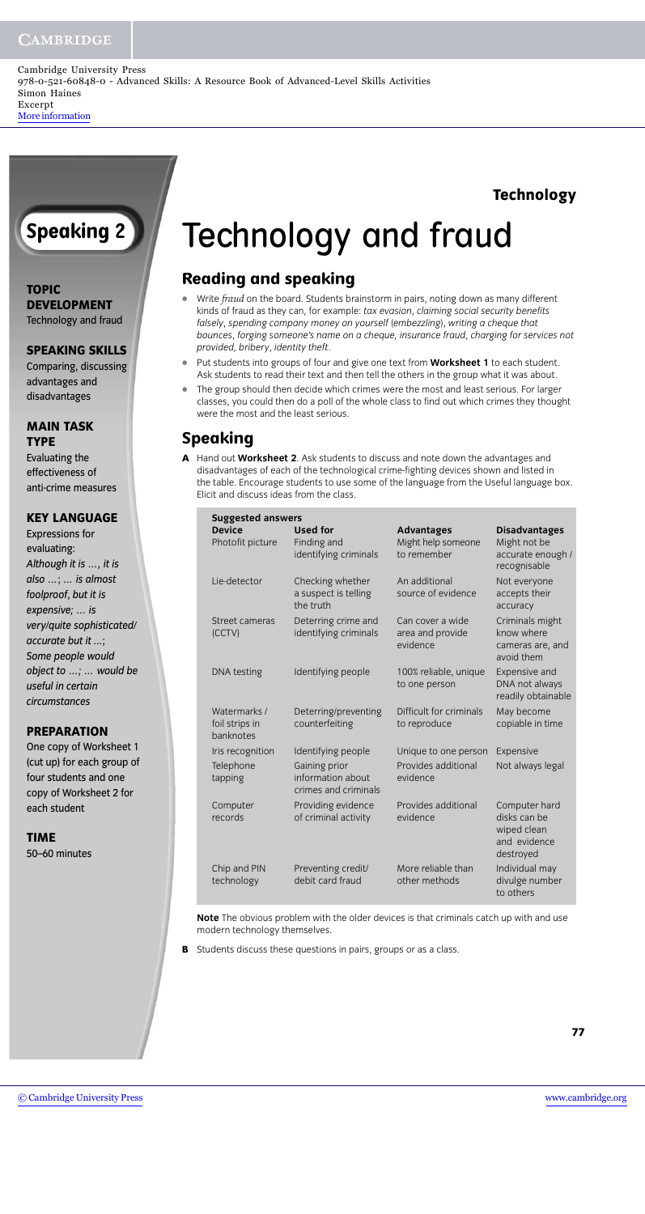Cambridge University Press
978-0-521-60848-0 - Advanced Skills: A Resource Book of Advanced-Level Skills Activities
Simon Haines
Excerpt
More information

**Technology**

# Speaking 2

# Technology and fraud

**TOPIC DEVELOPMENT**
Technology and fraud

**SPEAKING SKILLS**
Comparing, discussing advantages and disadvantages

**MAIN TASK TYPE**
Evaluating the effectiveness of anti-crime measures

**KEY LANGUAGE**
Expressions for evaluating:
*Although it is ..., it is also ...; ... is almost foolproof, but it is expensive; ... is very/quite sophisticated/ accurate but it ...; Some people would object to ...; ... would be useful in certain circumstances*

**PREPARATION**
One copy of Worksheet 1 (cut up) for each group of four students and one copy of Worksheet 2 for each student

**TIME**
50–60 minutes

## Reading and speaking

- Write *fraud* on the board. Students brainstorm in pairs, noting down as many different kinds of fraud as they can, for example: *tax evasion, claiming social security benefits falsely, spending company money on yourself* (*embezzling*), *writing a cheque that bounces, forging someone's name on a cheque, insurance fraud, charging for services not provided, bribery, identity theft*.
- Put students into groups of four and give one text from **Worksheet 1** to each student. Ask students to read their text and then tell the others in the group what it was about.
- The group should then decide which crimes were the most and least serious. For larger classes, you could then do a poll of the whole class to find out which crimes they thought were the most and the least serious.

## Speaking

**A** Hand out **Worksheet 2**. Ask students to discuss and note down the advantages and disadvantages of each of the technological crime-fighting devices shown and listed in the table. Encourage students to use some of the language from the Useful language box. Elicit and discuss ideas from the class.

**Suggested answers**

| Device | Used for | Advantages | Disadvantages |
|---|---|---|---|
| Photofit picture | Finding and identifying criminals | Might help someone to remember | Might not be accurate enough / recognisable |
| Lie-detector | Checking whether a suspect is telling the truth | An additional source of evidence | Not everyone accepts their accuracy |
| Street cameras (CCTV) | Deterring crime and identifying criminals | Can cover a wide area and provide evidence | Criminals might know where cameras are, and avoid them |
| DNA testing | Identifying people | 100% reliable, unique to one person | Expensive and DNA not always readily obtainable |
| Watermarks / foil strips in banknotes | Deterring/preventing counterfeiting | Difficult for criminals to reproduce | May become copiable in time |
| Iris recognition | Identifying people | Unique to one person | Expensive |
| Telephone tapping | Gaining prior information about crimes and criminals | Provides additional evidence | Not always legal |
| Computer records | Providing evidence of criminal activity | Provides additional evidence | Computer hard disks can be wiped clean and evidence destroyed |
| Chip and PIN technology | Preventing credit/ debit card fraud | More reliable than other methods | Individual may divulge number to others |

**Note** The obvious problem with the older devices is that criminals catch up with and use modern technology themselves.

**B** Students discuss these questions in pairs, groups or as a class.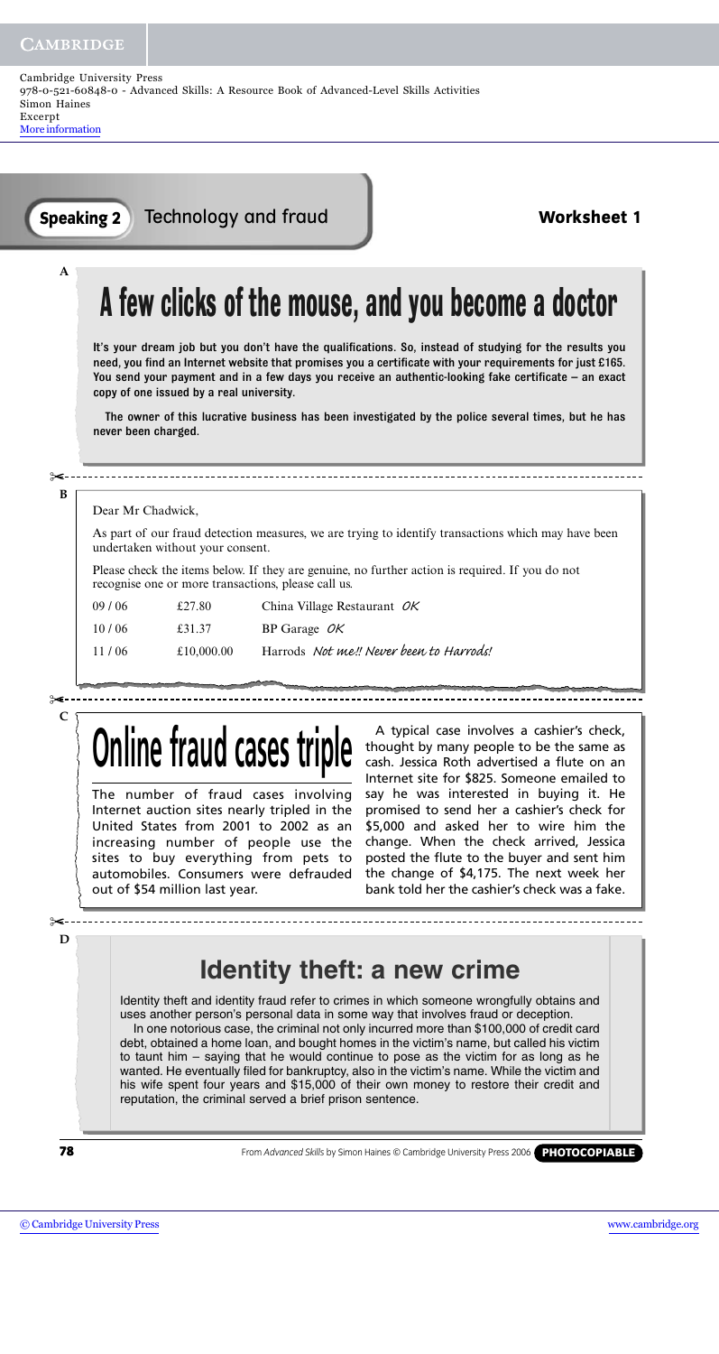## Speaking 2 Technology and fraud

**Worksheet 1**

**A**

# A few clicks of the mouse, and you become a doctor

**It's your dream job but you don't have the qualifications. So, instead of studying for the results you need, you find an Internet website that promises you a certificate with your requirements for just £165. You send your payment and in a few days you receive an authentic-looking fake certificate – an exact copy of one issued by a real university.**

**The owner of this lucrative business has been investigated by the police several times, but he has never been charged.**

---

**B**

Dear Mr Chadwick,

As part of our fraud detection measures, we are trying to identify transactions which may have been undertaken without your consent.

Please check the items below. If they are genuine, no further action is required. If you do not recognise one or more transactions, please call us.

| | | |
|---|---|---|
| 09 / 06 | £27.80 | China Village Restaurant *OK* |
| 10 / 06 | £31.37 | BP Garage *OK* |
| 11 / 06 | £10,000.00 | Harrods *Not me!! Never been to Harrods!* |

---

**C**

# Online fraud cases triple

The number of fraud cases involving Internet auction sites nearly tripled in the United States from 2001 to 2002 as an increasing number of people use the sites to buy everything from pets to automobiles. Consumers were defrauded out of $54 million last year.

A typical case involves a cashier's check, thought by many people to be the same as cash. Jessica Roth advertised a flute on an Internet site for $825. Someone emailed to say he was interested in buying it. He promised to send her a cashier's check for $5,000 and asked her to wire him the change. When the check arrived, Jessica posted the flute to the buyer and sent him the change of $4,175. The next week her bank told her the cashier's check was a fake.

---

**D**

# Identity theft: a new crime

Identity theft and identity fraud refer to crimes in which someone wrongfully obtains and uses another person's personal data in some way that involves fraud or deception.

In one notorious case, the criminal not only incurred more than $100,000 of credit card debt, obtained a home loan, and bought homes in the victim's name, but called his victim to taunt him – saying that he would continue to pose as the victim for as long as he wanted. He eventually filed for bankruptcy, also in the victim's name. While the victim and his wife spent four years and $15,000 of their own money to restore their credit and reputation, the criminal served a brief prison sentence.

From *Advanced Skills* by Simon Haines © Cambridge University Press 2006 **PHOTOCOPIABLE**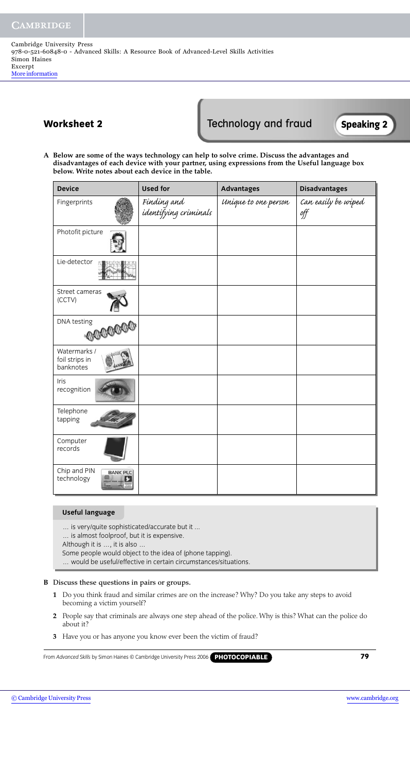Cambridge University Press
978-0-521-60848-0 - Advanced Skills: A Resource Book of Advanced-Level Skills Activities
Simon Haines
Excerpt
More information

## Worksheet 2

## Technology and fraud

**Speaking 2**

**A Below are some of the ways technology can help to solve crime. Discuss the advantages and disadvantages of each device with your partner, using expressions from the Useful language box below. Write notes about each device in the table.**

| Device | Used for | Advantages | Disadvantages |
| --- | --- | --- | --- |
| Fingerprints | *Finding and identifying criminals* | *Unique to one person* | *Can easily be wiped off* |
| Photofit picture | | | |
| Lie-detector | | | |
| Street cameras (CCTV) | | | |
| DNA testing | | | |
| Watermarks / foil strips in banknotes | | | |
| Iris recognition | | | |
| Telephone tapping | | | |
| Computer records | | | |
| Chip and PIN technology | | | |

**Useful language**

… is very/quite sophisticated/accurate but it …
… is almost foolproof, but it is expensive.
Although it is …, it is also …
Some people would object to the idea of (phone tapping).
… would be useful/effective in certain circumstances/situations.

**B Discuss these questions in pairs or groups.**

1. Do you think fraud and similar crimes are on the increase? Why? Do you take any steps to avoid becoming a victim yourself?
2. People say that criminals are always one step ahead of the police. Why is this? What can the police do about it?
3. Have you or has anyone you know ever been the victim of fraud?

From *Advanced Skills* by Simon Haines © Cambridge University Press 2006 **PHOTOCOPIABLE**

© Cambridge University Press www.cambridge.org